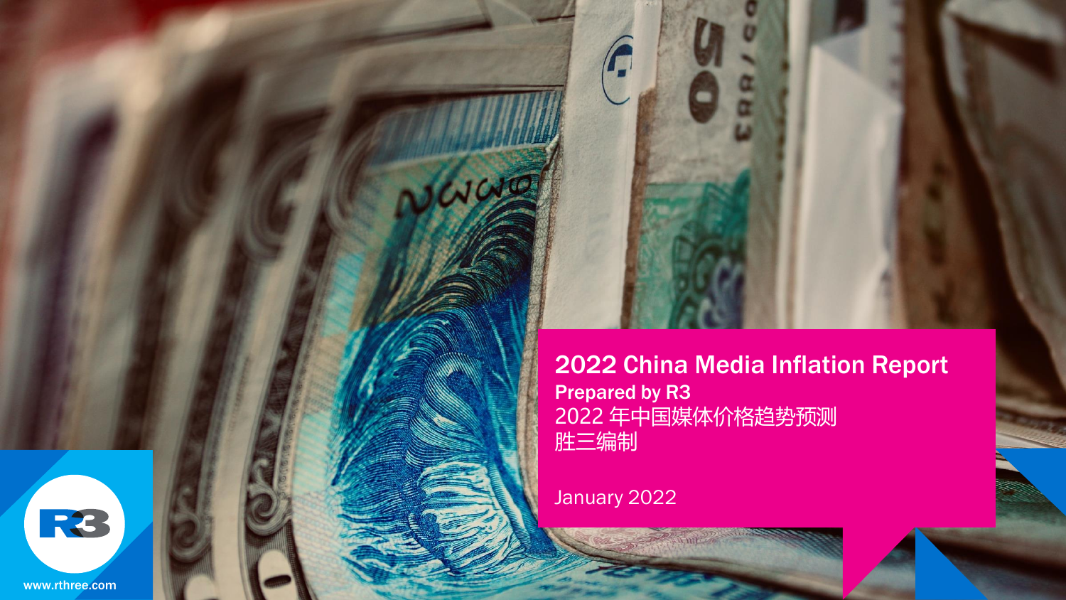# 2022 China Media Inflation Report

**Prepared by R3**

2022 年中国媒体价格趋势预测

胜三编制

January 2022

www.rthree.com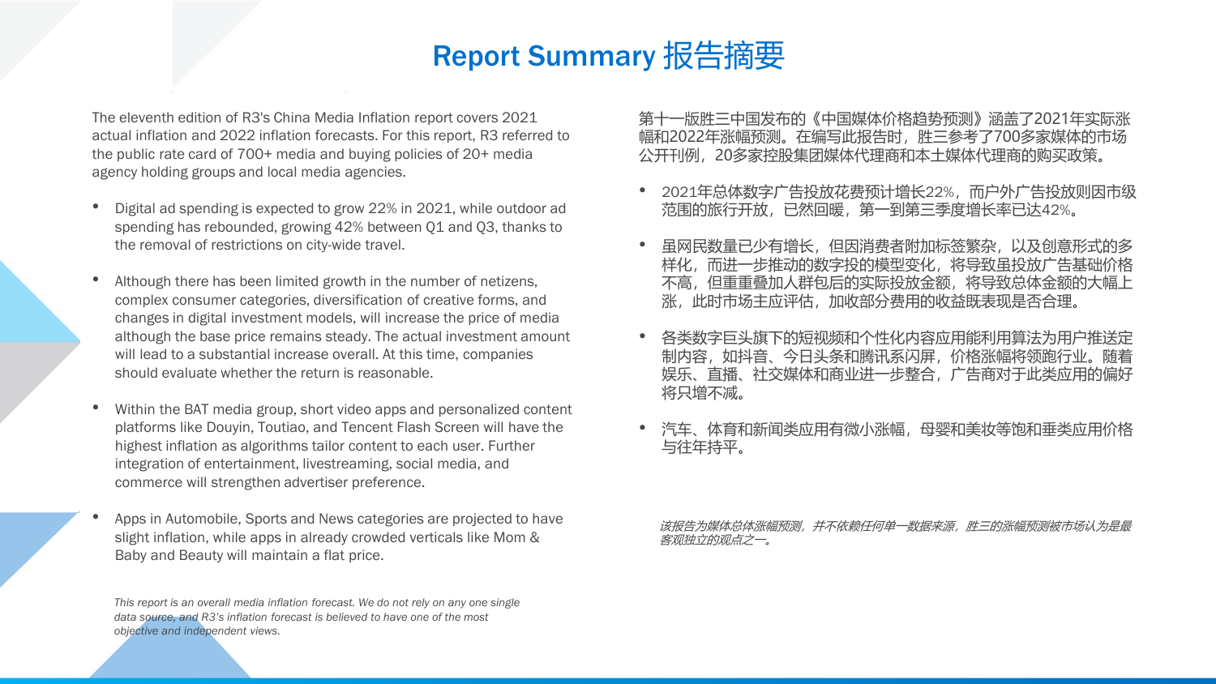# Report Summary 报告摘要

The eleventh edition of R3's China Media Inflation report covers 2021 actual inflation and 2022 inflation forecasts. For this report, R3 referred to the public rate card of 700+ media and buying policies of 20+ media agency holding groups and local media agencies.

- Digital ad spending is expected to grow 22% in 2021, while outdoor ad spending has rebounded, growing 42% between Q1 and Q3, thanks to the removal of restrictions on city-wide travel.
- Although there has been limited growth in the number of netizens, complex consumer categories, diversification of creative forms, and changes in digital investment models, will increase the price of media although the base price remains steady. The actual investment amount will lead to a substantial increase overall. At this time, companies should evaluate whether the return is reasonable.
- Within the BAT media group, short video apps and personalized content platforms like Douyin, Toutiao, and Tencent Flash Screen will have the highest inflation as algorithms tailor content to each user. Further integration of entertainment, livestreaming, social media, and commerce will strengthen advertiser preference.
- Apps in Automobile, Sports and News categories are projected to have slight inflation, while apps in already crowded verticals like Mom & Baby and Beauty will maintain a flat price.

*This report is an overall media inflation forecast. We do not rely on any one single data source, and R3's inflation forecast is believed to have one of the most objective and independent views.*

第十一版胜三中国发布的《中国媒体价格趋势预测》涵盖了2021年实际涨幅和2022年涨幅预测。在编写此报告时，胜三参考了700多家媒体的市场公开刊例，20多家控股集团媒体代理商和本土媒体代理商的购买政策。

- 2021年总体数字广告投放花费预计增长22%，而户外广告投放则因市级范围的旅行开放，已然回暖，第一到第三季度增长率已达42%。
- 虽网民数量已少有增长，但因消费者附加标签繁杂，以及创意形式的多样化，而进一步推动的数字投的模型变化，将导致虽投放广告基础价格不高，但重重叠加人群包后的实际投放金额，将导致总体金额的大幅上涨，此时市场主应评估，加收部分费用的收益既表现是否合理。
- 各类数字巨头旗下的短视频和个性化内容应用能利用算法为用户推送定制内容，如抖音、今日头条和腾讯系闪屏，价格涨幅将领跑行业。随着娱乐、直播、社交媒体和商业进一步整合，广告商对于此类应用的偏好将只增不减。
- 汽车、体育和新闻类应用有微小涨幅，母婴和美妆等饱和垂类应用价格与往年持平。

*该报告为媒体总体涨幅预测，并不依赖任何单一数据来源，胜三的涨幅预测被市场认为是最客观独立的观点之一。*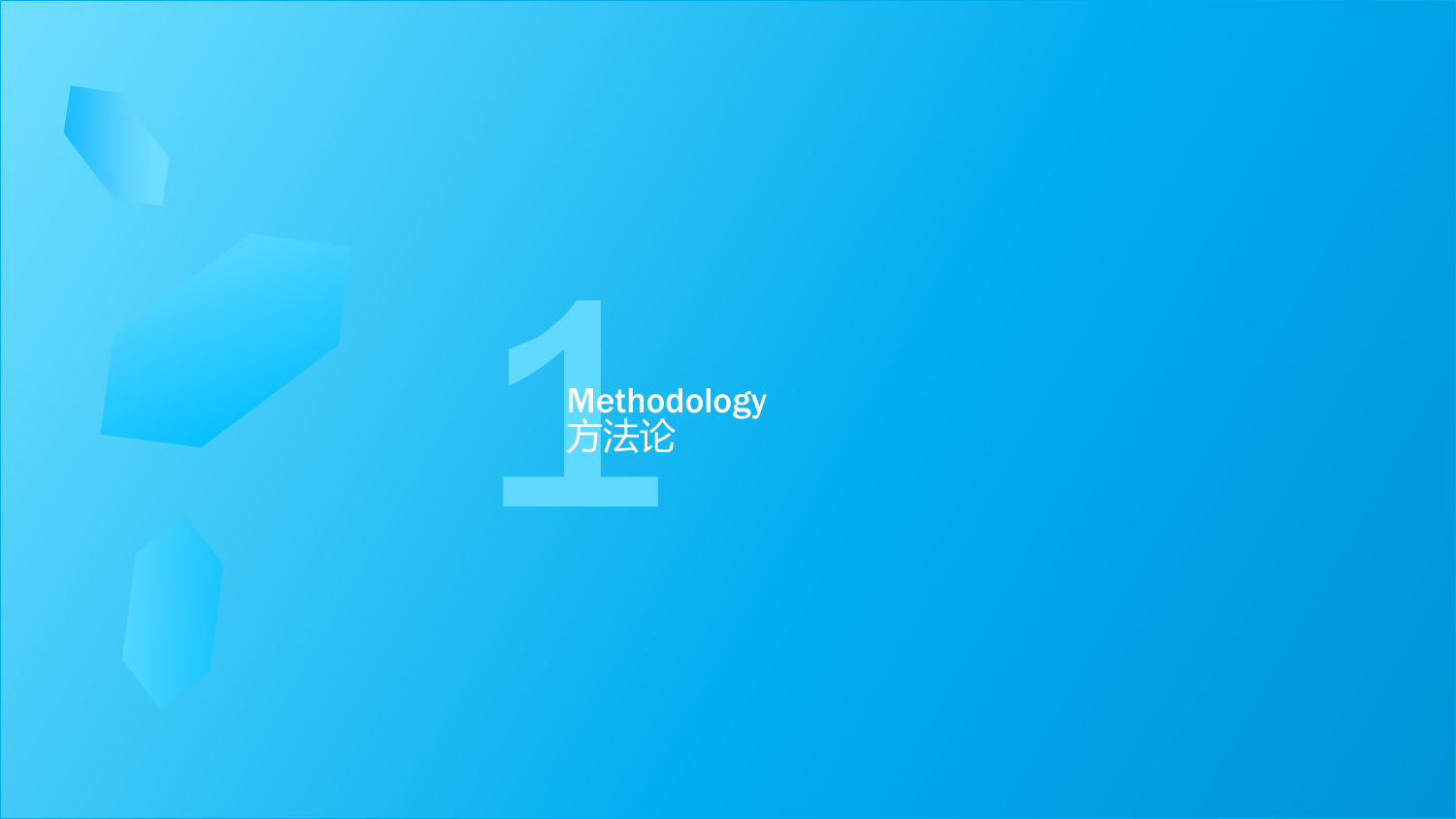# 1

## Methodology
## 方法论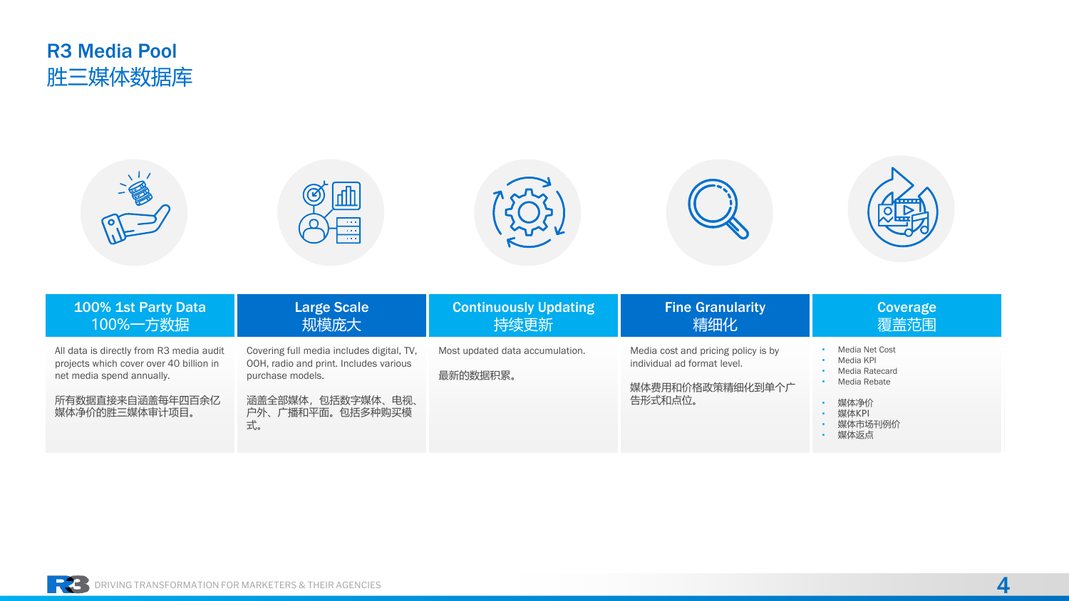# R3 Media Pool
# 胜三媒体数据库

| 100% 1st Party Data<br>100%一方数据 | Large Scale<br>规模庞大 | Continuously Updating<br>持续更新 | Fine Granularity<br>精细化 | Coverage<br>覆盖范围 |
| --- | --- | --- | --- | --- |
| All data is directly from R3 media audit projects which cover over 40 billion in net media spend annually.<br><br>所有数据直接来自涵盖每年四百余亿媒体净价的胜三媒体审计项目。 | Covering full media includes digital, TV, OOH, radio and print. Includes various purchase models.<br><br>涵盖全部媒体，包括数字媒体、电视、户外、广播和平面。包括多种购买模式。 | Most updated data accumulation.<br><br>最新的数据积累。 | Media cost and pricing policy is by individual ad format level.<br><br>媒体费用和价格政策精细化到单个广告形式和点位。 | • Media Net Cost<br>• Media KPI<br>• Media Ratecard<br>• Media Rebate<br><br>• 媒体净价<br>• 媒体KPI<br>• 媒体市场刊例价<br>• 媒体返点 |

DRIVING TRANSFORMATION FOR MARKETERS & THEIR AGENCIES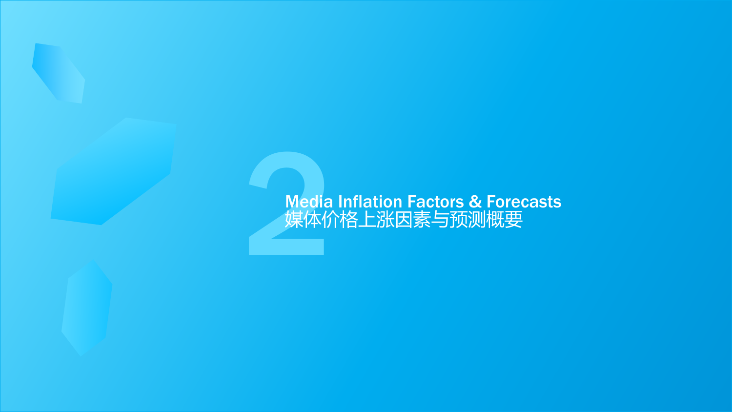2

# Media Inflation Factors & Forecasts

媒体价格上涨因素与预测概要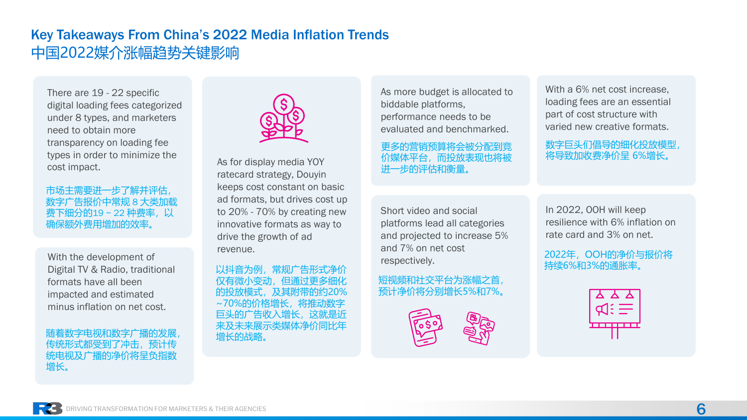# Key Takeaways From China's 2022 Media Inflation Trends
# 中国2022媒介涨幅趋势关键影响

There are 19 - 22 specific digital loading fees categorized under 8 types, and marketers need to obtain more transparency on loading fee types in order to minimize the cost impact.

市场主需要进一步了解并评估，数字广告报价中常规 8 大类加载费下细分的19 ~ 22 种费率，以确保额外费用增加的效率。

With the development of Digital TV & Radio, traditional formats have all been impacted and estimated minus inflation on net cost.

随着数字电视和数字广播的发展，传统形式都受到了冲击，预计传统电视及广播的净价将呈负指数增长。

As for display media YOY ratecard strategy, Douyin keeps cost constant on basic ad formats, but drives cost up to 20% - 70% by creating new innovative formats as way to drive the growth of ad revenue.

以抖音为例，常规广告形式净价仅有微小变动，但通过更多细化的投放模式，及其附带的约20% ~70%的价格增长，将推动数字巨头的广告收入增长，这就是近来及未来展示类媒体净价同比年增长的战略。

As more budget is allocated to biddable platforms, performance needs to be evaluated and benchmarked.

更多的营销预算将会被分配到竞价媒体平台，而投放表现也将被进一步的评估和衡量。

Short video and social platforms lead all categories and projected to increase 5% and 7% on net cost respectively.

短视频和社交平台为涨幅之首，预计净价将分别增长5%和7%。

With a 6% net cost increase, loading fees are an essential part of cost structure with varied new creative formats.

数字巨头们倡导的细化投放模型，将导致加收费净价呈 6%增长。

In 2022, OOH will keep resilience with 6% inflation on rate card and 3% on net.

2022年，OOH的净价与报价将持续6%和3%的通胀率。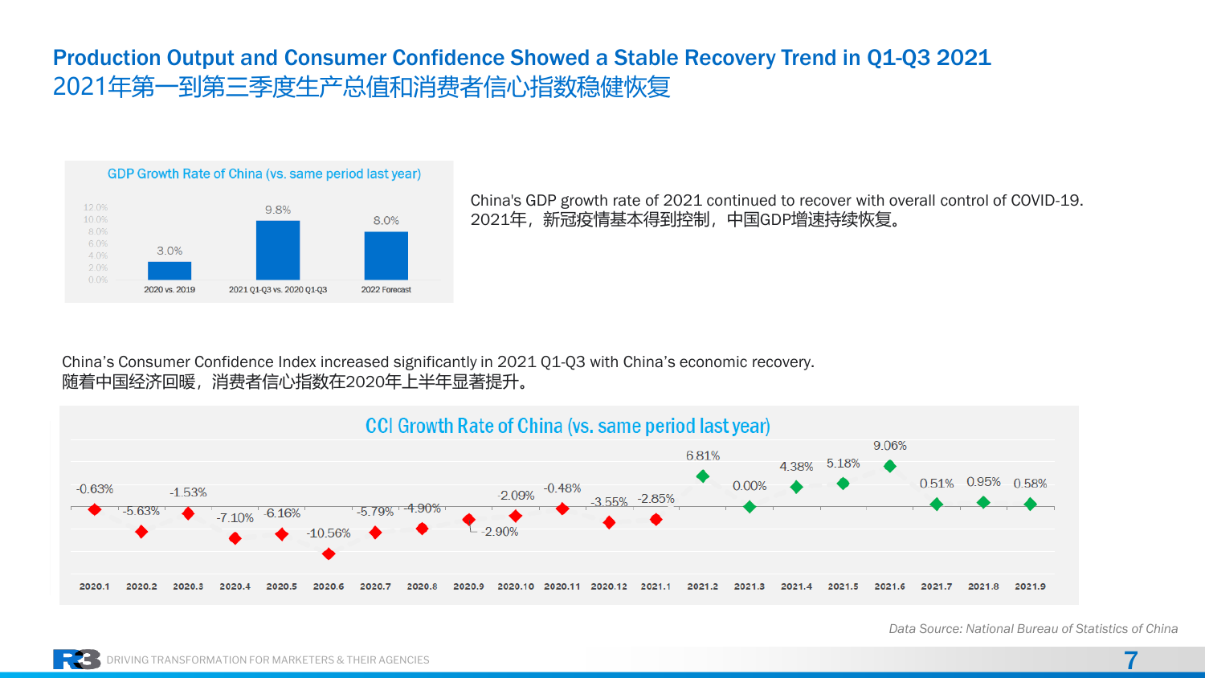# Production Output and Consumer Confidence Showed a Stable Recovery Trend in Q1-Q3 2021
# 2021年第一到第三季度生产总值和消费者信心指数稳健恢复

**GDP Growth Rate of China (vs. same period last year)**

| Period | GDP Growth Rate |
|---|---|
| 2020 vs. 2019 | 3.0% |
| 2021 Q1-Q3 vs. 2020 Q1-Q3 | 9.8% |
| 2022 Forecast | 8.0% |

China's GDP growth rate of 2021 continued to recover with overall control of COVID-19.
2021年，新冠疫情基本得到控制，中国GDP增速持续恢复。

China's Consumer Confidence Index increased significantly in 2021 Q1-Q3 with China's economic recovery.
随着中国经济回暖，消费者信心指数在2020年上半年显著提升。

**CCI Growth Rate of China (vs. same period last year)**

| Month | CCI Growth Rate |
|---|---|
| 2020.1 | -0.63% |
| 2020.2 | -5.63% |
| 2020.3 | -1.53% |
| 2020.4 | -7.10% |
| 2020.5 | -6.16% |
| 2020.6 | -10.56% |
| 2020.7 | -5.79% |
| 2020.8 | -4.90% |
| 2020.9 | -2.90% |
| 2020.10 | -2.09% |
| 2020.11 | -0.48% |
| 2020.12 | -3.55% |
| 2021.1 | -2.85% |
| 2021.2 | 6.81% |
| 2021.3 | 0.00% |
| 2021.4 | 4.38% |
| 2021.5 | 5.18% |
| 2021.6 | 9.06% |
| 2021.7 | 0.51% |
| 2021.8 | 0.95% |
| 2021.9 | 0.58% |

*Data Source: National Bureau of Statistics of China*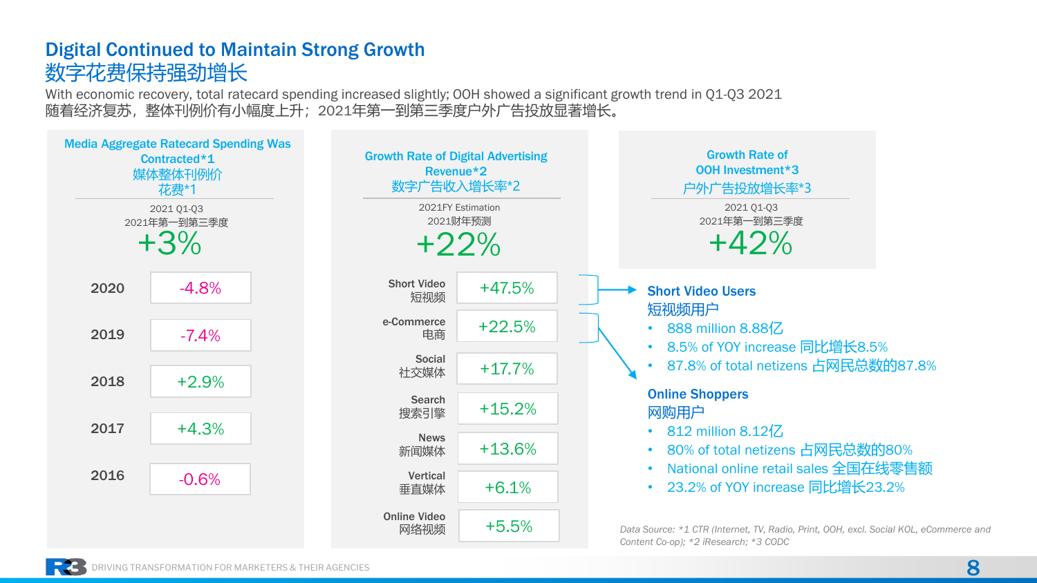# Digital Continued to Maintain Strong Growth
# 数字花费保持强劲增长

With economic recovery, total ratecard spending increased slightly; OOH showed a significant growth trend in Q1-Q3 2021
随着经济复苏，整体刊例价有小幅度上升；2021年第一到第三季度户外广告投放显著增长。

## Media Aggregate Ratecard Spending Was Contracted*1 媒体整体刊例价花费*1

2021 Q1-Q3
2021年第一到第三季度

**+3%**

| Year | Change |
|---|---|
| 2020 | -4.8% |
| 2019 | -7.4% |
| 2018 | +2.9% |
| 2017 | +4.3% |
| 2016 | -0.6% |

## Growth Rate of Digital Advertising Revenue*2 数字广告收入增长率*2

2021FY Estimation
2021财年预测

**+22%**

| Category | Growth |
|---|---|
| Short Video 短视频 | +47.5% |
| e-Commerce 电商 | +22.5% |
| Social 社交媒体 | +17.7% |
| Search 搜索引擎 | +15.2% |
| News 新闻媒体 | +13.6% |
| Vertical 垂直媒体 | +6.1% |
| Online Video 网络视频 | +5.5% |

## Growth Rate of OOH Investment*3 户外广告投放增长率*3

2021 Q1-Q3
2021年第一到第三季度

**+42%**

### Short Video Users 短视频用户

- 888 million 8.88亿
- 8.5% of YOY increase 同比增长8.5%
- 87.8% of total netizens 占网民总数的87.8%

### Online Shoppers 网购用户

- 812 million 8.12亿
- 80% of total netizens 占网民总数的80%
- National online retail sales 全国在线零售额
- 23.2% of YOY increase 同比增长23.2%

*Data Source: *1 CTR (Internet, TV, Radio, Print, OOH, excl. Social KOL, eCommerce and Content Co-op); *2 iResearch; *3 CODC*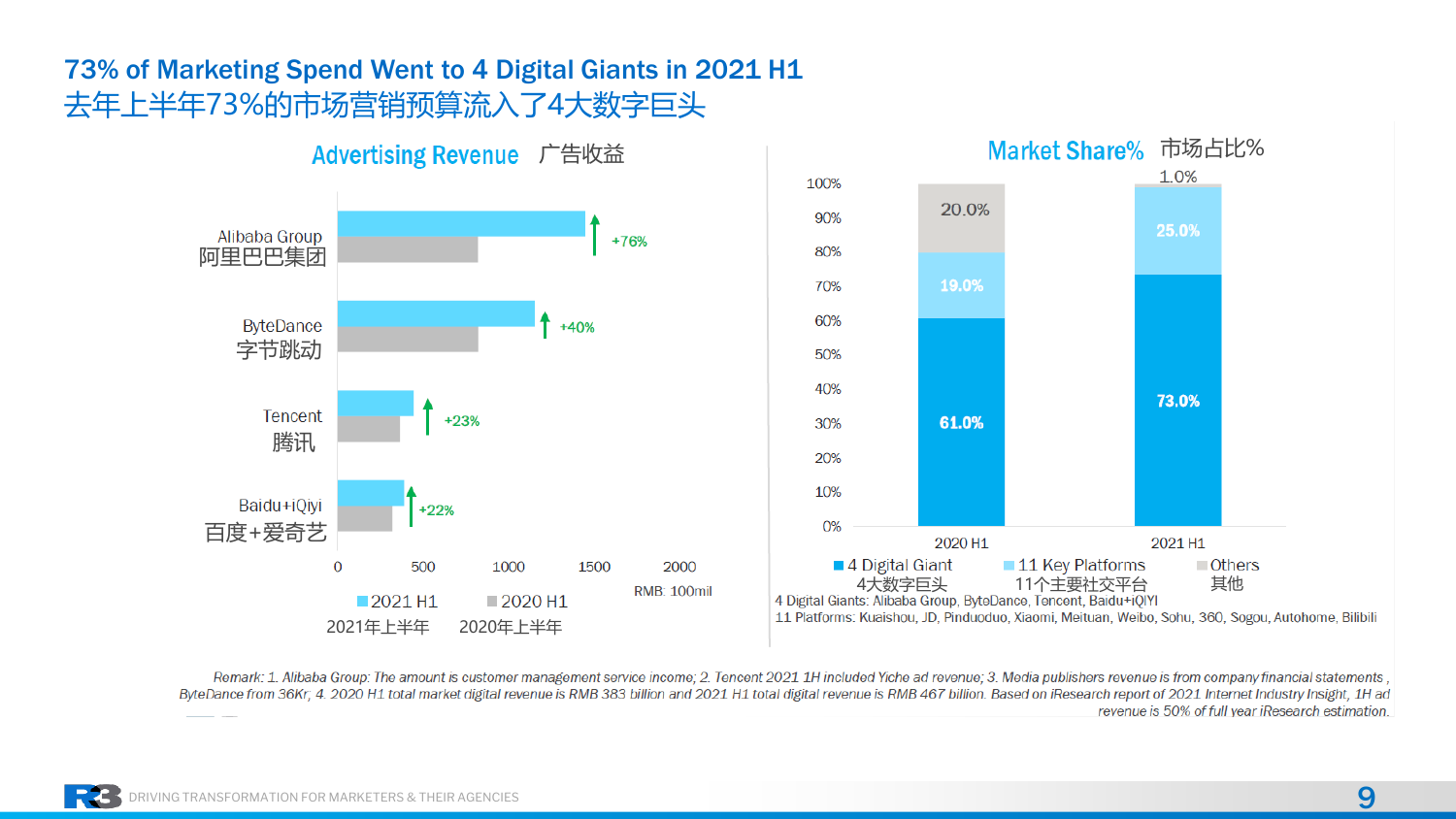# 73% of Marketing Spend Went to 4 Digital Giants in 2021 H1
# 去年上半年73%的市场营销预算流入了4大数字巨头

## Advertising Revenue 广告收益

| Company | 2021 H1 vs 2020 H1 growth |
|---|---|
| Alibaba Group 阿里巴巴集团 | +76% |
| ByteDance 字节跳动 | +40% |
| Tencent 腾讯 | +23% |
| Baidu+iQiyi 百度+爱奇艺 | +22% |

2021 H1 2021年上半年 | 2020 H1 2020年上半年

RMB: 100mil

## Market Share% 市场占比%

| | 2020 H1 | 2021 H1 |
|---|---|---|
| 4 Digital Giant 4大数字巨头 | 61.0% | 73.0% |
| 11 Key Platforms 11个主要社交平台 | 19.0% | 25.0% |
| Others 其他 | 20.0% | 1.0% |

4 Digital Giants: Alibaba Group, ByteDance, Tencent, Baidu+iQIYI

11 Platforms: Kuaishou, JD, Pinduoduo, Xiaomi, Meituan, Weibo, Sohu, 360, Sogou, Autohome, Bilibili

*Remark: 1. Alibaba Group: The amount is customer management service income; 2. Tencent 2021 1H included Yiche ad revenue; 3. Media publishers revenue is from company financial statements , ByteDance from 36Kr; 4. 2020 H1 total market digital revenue is RMB 383 billion and 2021 H1 total digital revenue is RMB 467 billion. Based on iResearch report of 2021 Internet Industry Insight, 1H ad revenue is 50% of full year iResearch estimation.*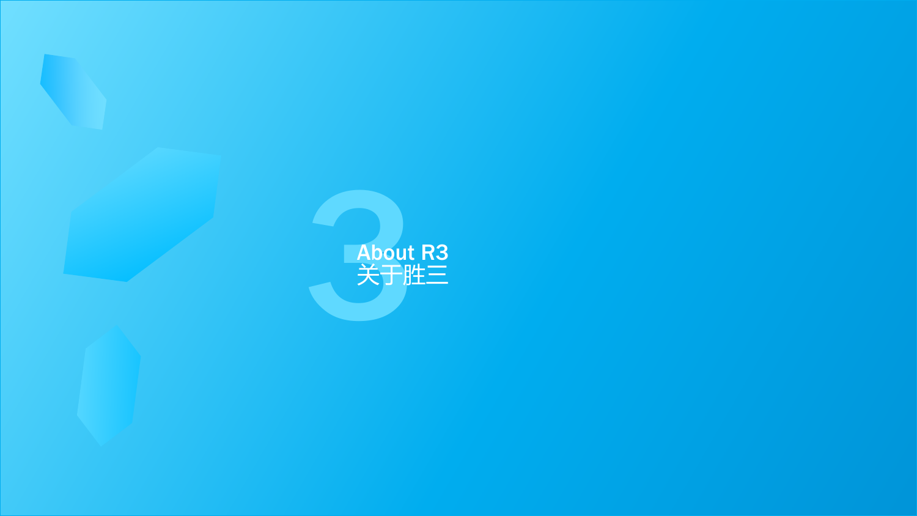# 3

## About R3
## 关于胜三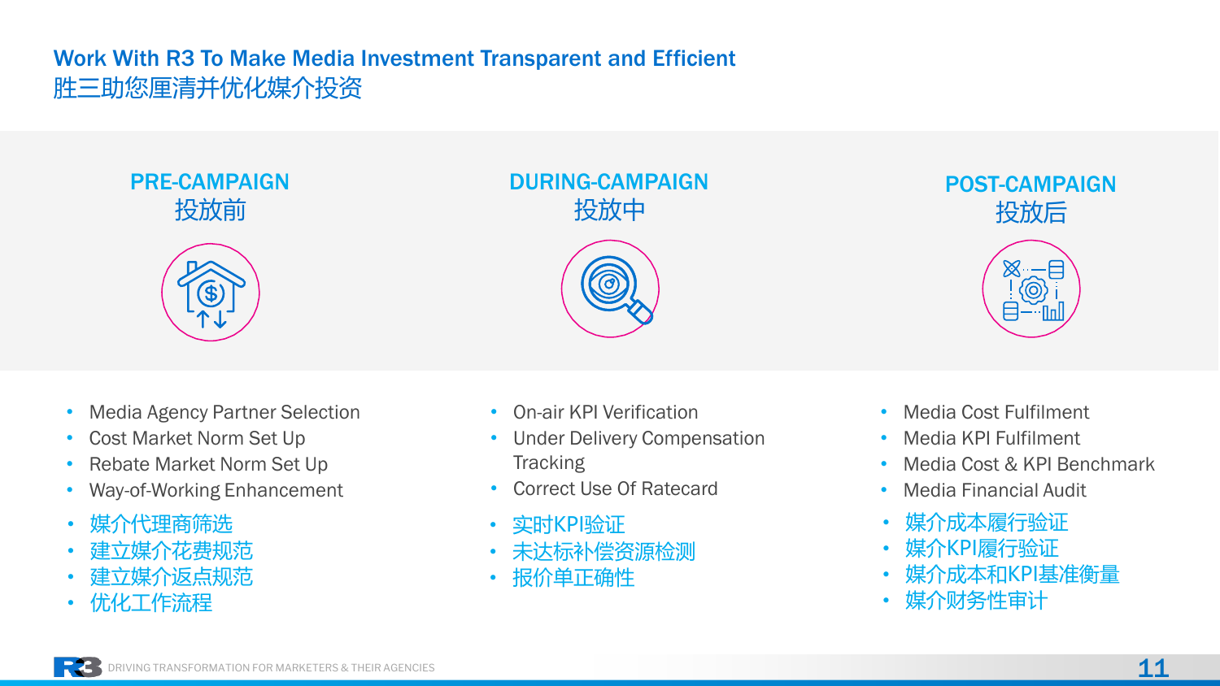# Work With R3 To Make Media Investment Transparent and Efficient
# 胜三助您厘清并优化媒介投资

## PRE-CAMPAIGN
## 投放前

- Media Agency Partner Selection
- Cost Market Norm Set Up
- Rebate Market Norm Set Up
- Way-of-Working Enhancement

- 媒介代理商筛选
- 建立媒介花费规范
- 建立媒介返点规范
- 优化工作流程

## DURING-CAMPAIGN
## 投放中

- On-air KPI Verification
- Under Delivery Compensation Tracking
- Correct Use Of Ratecard

- 实时KPI验证
- 未达标补偿资源检测
- 报价单正确性

## POST-CAMPAIGN
## 投放后

- Media Cost Fulfilment
- Media KPI Fulfilment
- Media Cost & KPI Benchmark
- Media Financial Audit

- 媒介成本履行验证
- 媒介KPI履行验证
- 媒介成本和KPI基准衡量
- 媒介财务性审计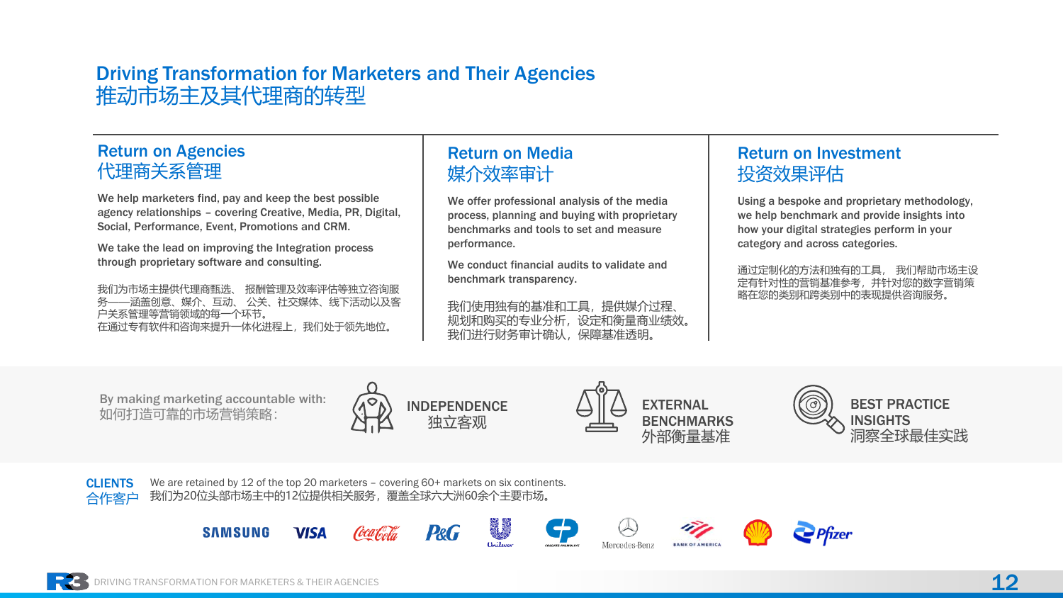# Driving Transformation for Marketers and Their Agencies
# 推动市场主及其代理商的转型

## Return on Agencies
## 代理商关系管理

We help marketers find, pay and keep the best possible agency relationships – covering Creative, Media, PR, Digital, Social, Performance, Event, Promotions and CRM.

We take the lead on improving the Integration process through proprietary software and consulting.

我们为市场主提供代理商甄选、 报酬管理及效率评估等独立咨询服务——涵盖创意、媒介、互动、 公关、社交媒体、线下活动以及客户关系管理等营销领域的每一个环节。
在通过专有软件和咨询来提升一体化进程上，我们处于领先地位。

## Return on Media
## 媒介效率审计

We offer professional analysis of the media process, planning and buying with proprietary benchmarks and tools to set and measure performance.

We conduct financial audits to validate and benchmark transparency.

我们使用独有的基准和工具，提供媒介过程、规划和购买的专业分析，设定和衡量商业绩效。
我们进行财务审计确认，保障基准透明。

## Return on Investment
## 投资效果评估

Using a bespoke and proprietary methodology, we help benchmark and provide insights into how your digital strategies perform in your category and across categories.

通过定制化的方法和独有的工具， 我们帮助市场主设定有针对性的营销基准参考，并针对您的数字营销策略在您的类别和跨类别中的表现提供咨询服务。

By making marketing accountable with:
如何打造可靠的市场营销策略：

- INDEPENDENCE 独立客观
- EXTERNAL BENCHMARKS 外部衡量基准
- BEST PRACTICE INSIGHTS 洞察全球最佳实践

**CLIENTS 合作客户**

We are retained by 12 of the top 20 marketers – covering 60+ markets on six continents.
我们为20位头部市场主中的12位提供相关服务，覆盖全球六大洲60余个主要市场。

SAMSUNG, VISA, Coca-Cola, P&G, Unilever, Colgate-Palmolive, Mercedes-Benz, Bank of America, Shell, Pfizer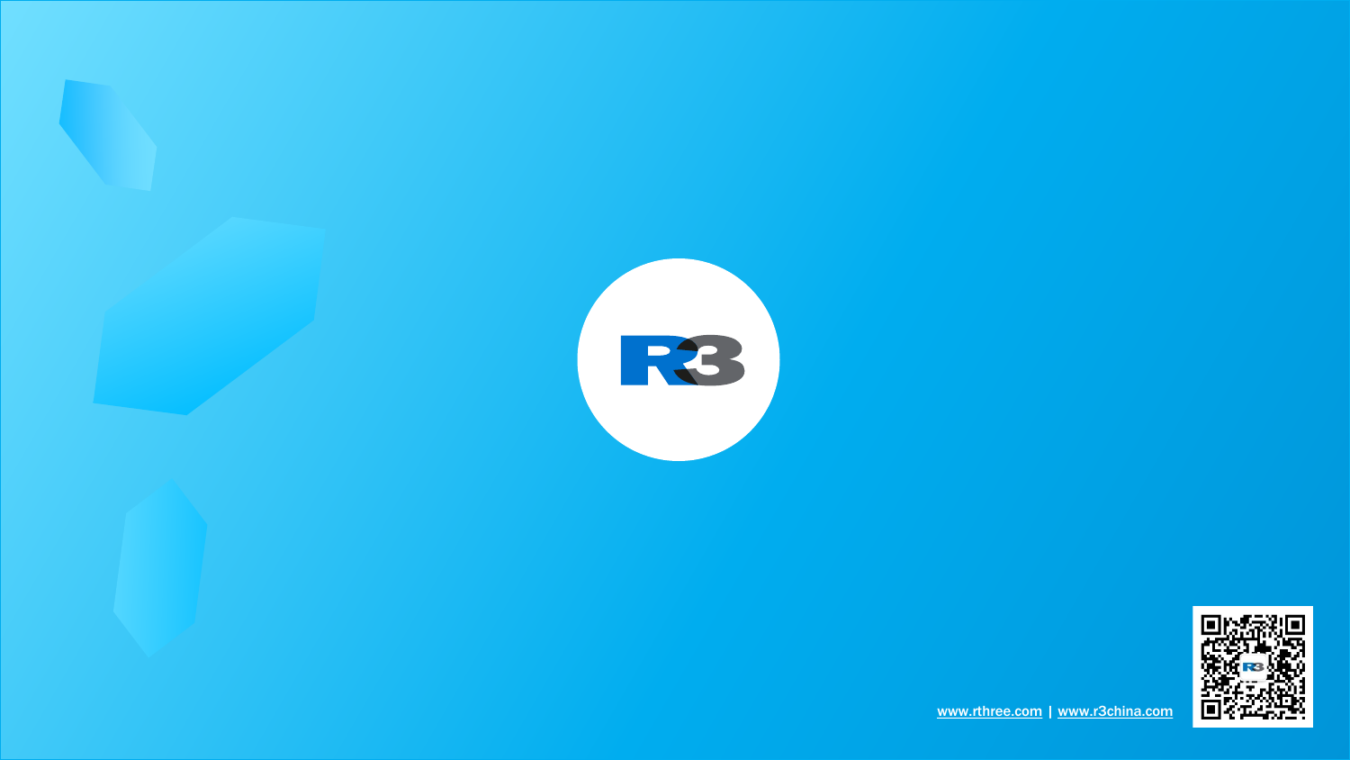www.rthree.com | www.r3china.com